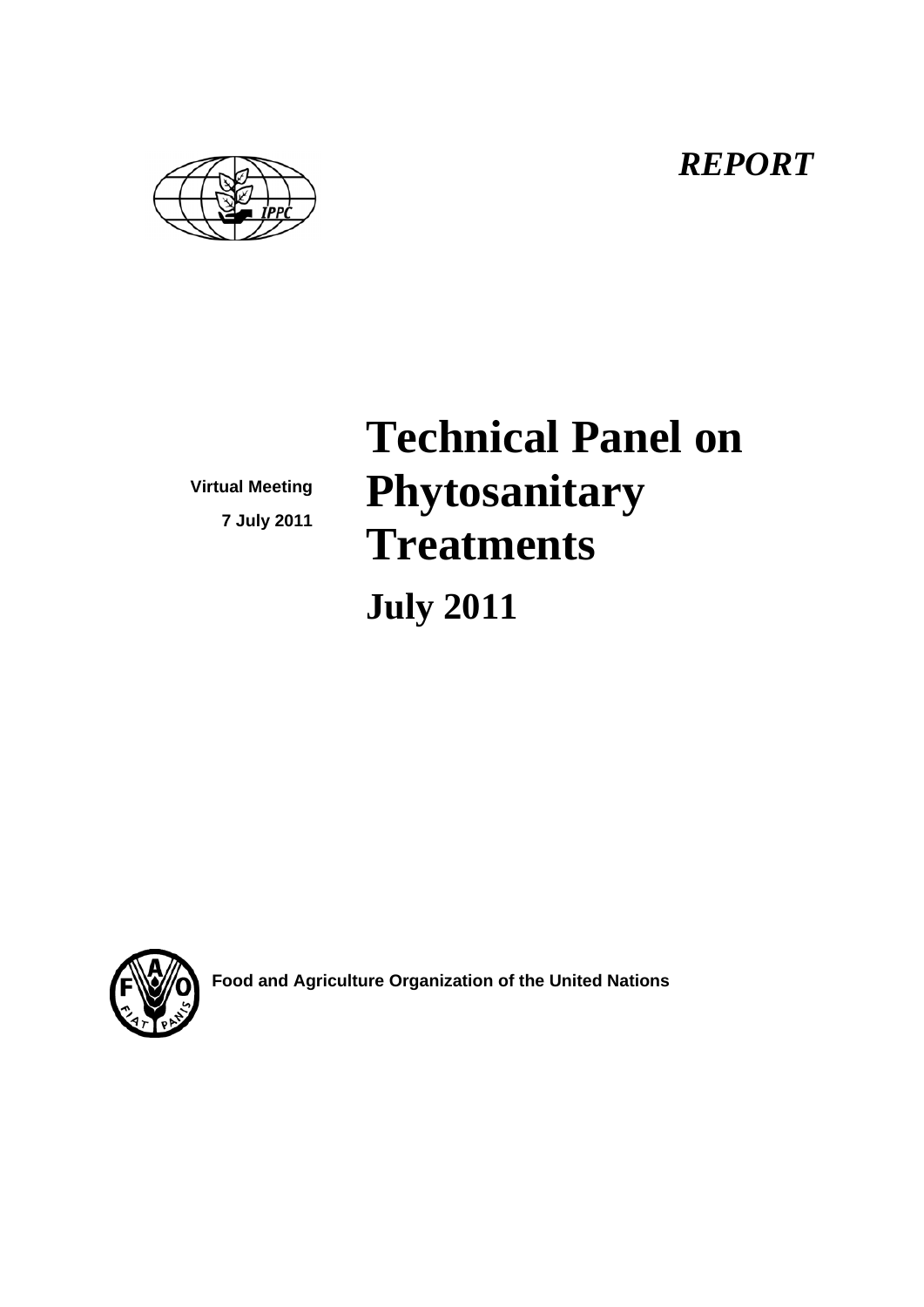*REPORT*

**Virtual Meeting**

**7 July 2011**

# Technical Panel on Phytosanitary Treatments

## July 2011

**Food and Agriculture Organization of the United Nations**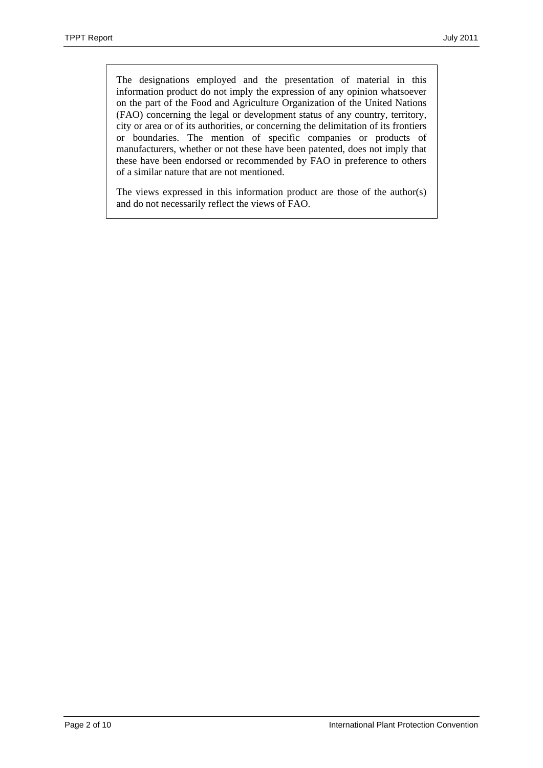The designations employed and the presentation of material in this information product do not imply the expression of any opinion whatsoever on the part of the Food and Agriculture Organization of the United Nations (FAO) concerning the legal or development status of any country, territory, city or area or of its authorities, or concerning the delimitation of its frontiers or boundaries. The mention of specific companies or products of manufacturers, whether or not these have been patented, does not imply that these have been endorsed or recommended by FAO in preference to others of a similar nature that are not mentioned.

The views expressed in this information product are those of the author(s) and do not necessarily reflect the views of FAO.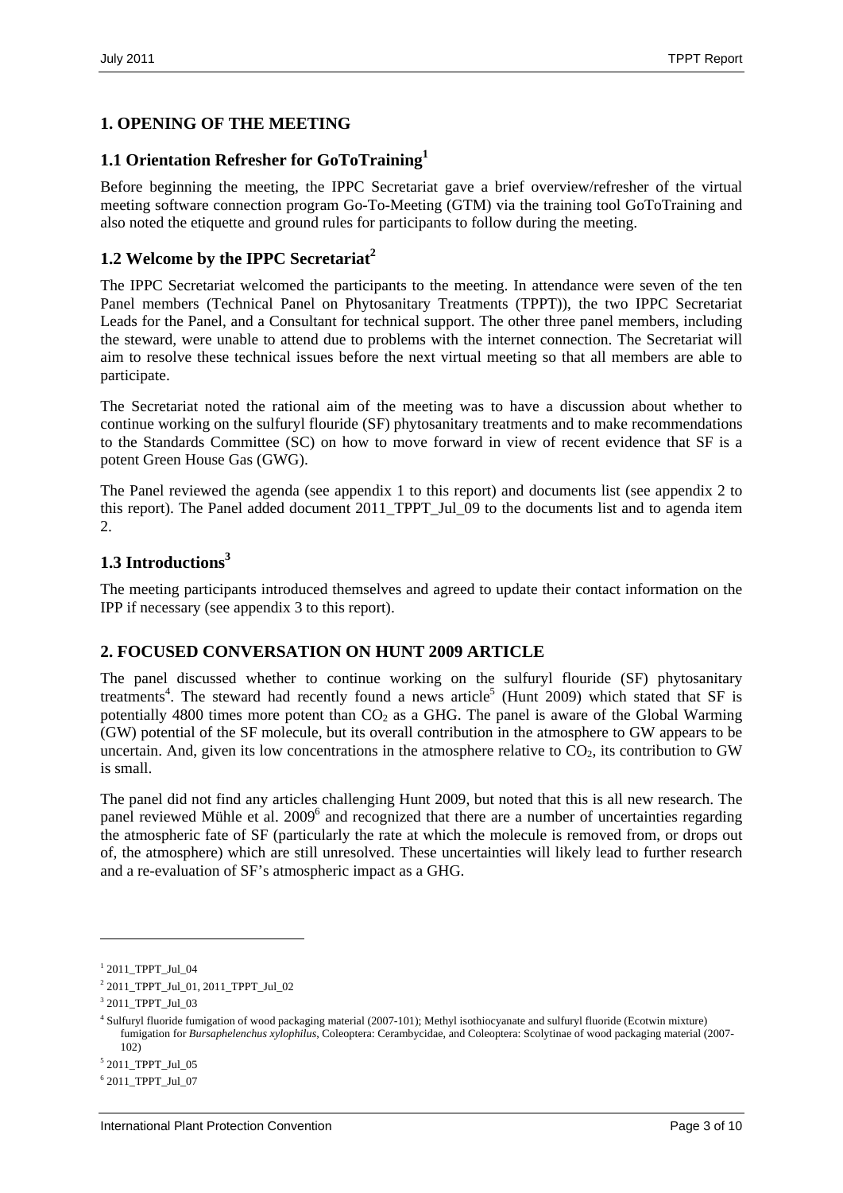## 1. OPENING OF THE MEETING

### 1.1 Orientation Refresher for GoToTraining[1]

Before beginning the meeting, the IPPC Secretariat gave a brief overview/refresher of the virtual meeting software connection program Go-To-Meeting (GTM) via the training tool GoToTraining and also noted the etiquette and ground rules for participants to follow during the meeting.

### 1.2 Welcome by the IPPC Secretariat[2]

The IPPC Secretariat welcomed the participants to the meeting. In attendance were seven of the ten Panel members (Technical Panel on Phytosanitary Treatments (TPPT)), the two IPPC Secretariat Leads for the Panel, and a Consultant for technical support. The other three panel members, including the steward, were unable to attend due to problems with the internet connection. The Secretariat will aim to resolve these technical issues before the next virtual meeting so that all members are able to participate.

The Secretariat noted the rational aim of the meeting was to have a discussion about whether to continue working on the sulfuryl flouride (SF) phytosanitary treatments and to make recommendations to the Standards Committee (SC) on how to move forward in view of recent evidence that SF is a potent Green House Gas (GWG).

The Panel reviewed the agenda (see appendix 1 to this report) and documents list (see appendix 2 to this report). The Panel added document 2011_TPPT_Jul_09 to the documents list and to agenda item 2.

### 1.3 Introductions[3]

The meeting participants introduced themselves and agreed to update their contact information on the IPP if necessary (see appendix 3 to this report).

## 2. FOCUSED CONVERSATION ON HUNT 2009 ARTICLE

The panel discussed whether to continue working on the sulfuryl flouride (SF) phytosanitary treatments[4]. The steward had recently found a news article[5] (Hunt 2009) which stated that SF is potentially 4800 times more potent than $CO_2$ as a GHG. The panel is aware of the Global Warming (GW) potential of the SF molecule, but its overall contribution in the atmosphere to GW appears to be uncertain. And, given its low concentrations in the atmosphere relative to $CO_2$, its contribution to GW is small.

The panel did not find any articles challenging Hunt 2009, but noted that this is all new research. The panel reviewed Mühle et al. 2009[6] and recognized that there are a number of uncertainties regarding the atmospheric fate of SF (particularly the rate at which the molecule is removed from, or drops out of, the atmosphere) which are still unresolved. These uncertainties will likely lead to further research and a re-evaluation of SF's atmospheric impact as a GHG.

---

[1] 2011_TPPT_Jul_04

[2] 2011_TPPT_Jul_01, 2011_TPPT_Jul_02

[3] 2011_TPPT_Jul_03

[4] Sulfuryl fluoride fumigation of wood packaging material (2007-101); Methyl isothiocyanate and sulfuryl fluoride (Ecotwin mixture) fumigation for *Bursaphelenchus xylophilus*, Coleoptera: Cerambycidae, and Coleoptera: Scolytinae of wood packaging material (2007-102)

[5] 2011_TPPT_Jul_05

[6] 2011_TPPT_Jul_07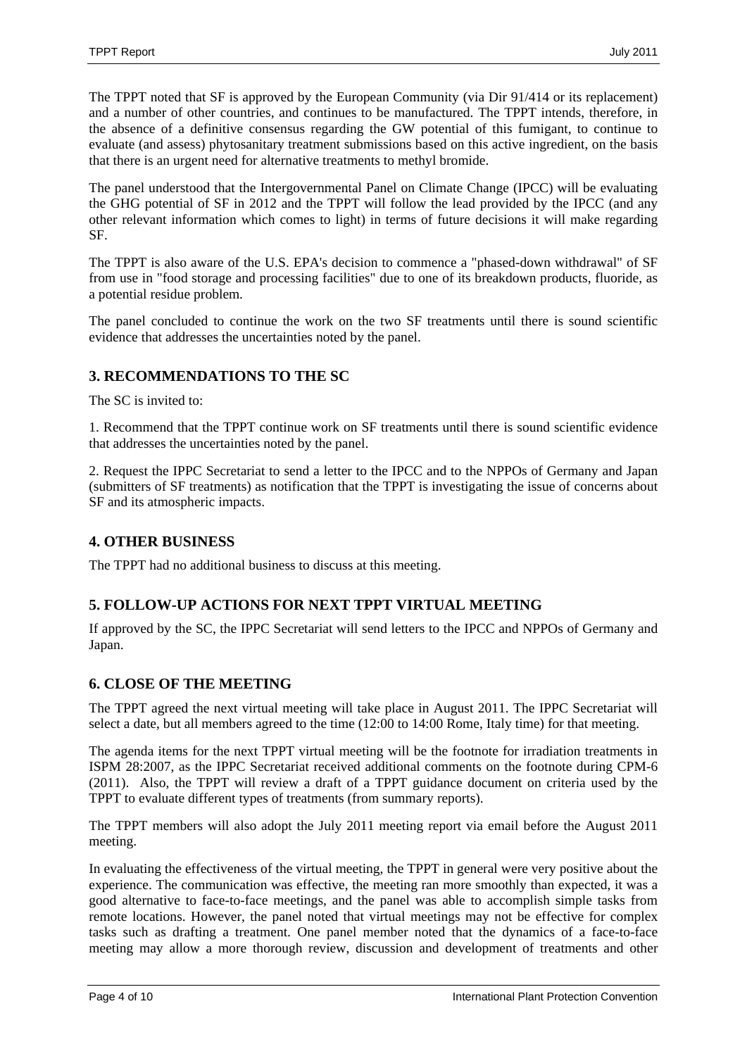The TPPT noted that SF is approved by the European Community (via Dir 91/414 or its replacement) and a number of other countries, and continues to be manufactured. The TPPT intends, therefore, in the absence of a definitive consensus regarding the GW potential of this fumigant, to continue to evaluate (and assess) phytosanitary treatment submissions based on this active ingredient, on the basis that there is an urgent need for alternative treatments to methyl bromide.

The panel understood that the Intergovernmental Panel on Climate Change (IPCC) will be evaluating the GHG potential of SF in 2012 and the TPPT will follow the lead provided by the IPCC (and any other relevant information which comes to light) in terms of future decisions it will make regarding SF.

The TPPT is also aware of the U.S. EPA's decision to commence a "phased-down withdrawal" of SF from use in "food storage and processing facilities" due to one of its breakdown products, fluoride, as a potential residue problem.

The panel concluded to continue the work on the two SF treatments until there is sound scientific evidence that addresses the uncertainties noted by the panel.

## 3. RECOMMENDATIONS TO THE SC

The SC is invited to:

1. Recommend that the TPPT continue work on SF treatments until there is sound scientific evidence that addresses the uncertainties noted by the panel.

2. Request the IPPC Secretariat to send a letter to the IPCC and to the NPPOs of Germany and Japan (submitters of SF treatments) as notification that the TPPT is investigating the issue of concerns about SF and its atmospheric impacts.

## 4. OTHER BUSINESS

The TPPT had no additional business to discuss at this meeting.

## 5. FOLLOW-UP ACTIONS FOR NEXT TPPT VIRTUAL MEETING

If approved by the SC, the IPPC Secretariat will send letters to the IPCC and NPPOs of Germany and Japan.

## 6. CLOSE OF THE MEETING

The TPPT agreed the next virtual meeting will take place in August 2011. The IPPC Secretariat will select a date, but all members agreed to the time (12:00 to 14:00 Rome, Italy time) for that meeting.

The agenda items for the next TPPT virtual meeting will be the footnote for irradiation treatments in ISPM 28:2007, as the IPPC Secretariat received additional comments on the footnote during CPM-6 (2011). Also, the TPPT will review a draft of a TPPT guidance document on criteria used by the TPPT to evaluate different types of treatments (from summary reports).

The TPPT members will also adopt the July 2011 meeting report via email before the August 2011 meeting.

In evaluating the effectiveness of the virtual meeting, the TPPT in general were very positive about the experience. The communication was effective, the meeting ran more smoothly than expected, it was a good alternative to face-to-face meetings, and the panel was able to accomplish simple tasks from remote locations. However, the panel noted that virtual meetings may not be effective for complex tasks such as drafting a treatment. One panel member noted that the dynamics of a face-to-face meeting may allow a more thorough review, discussion and development of treatments and other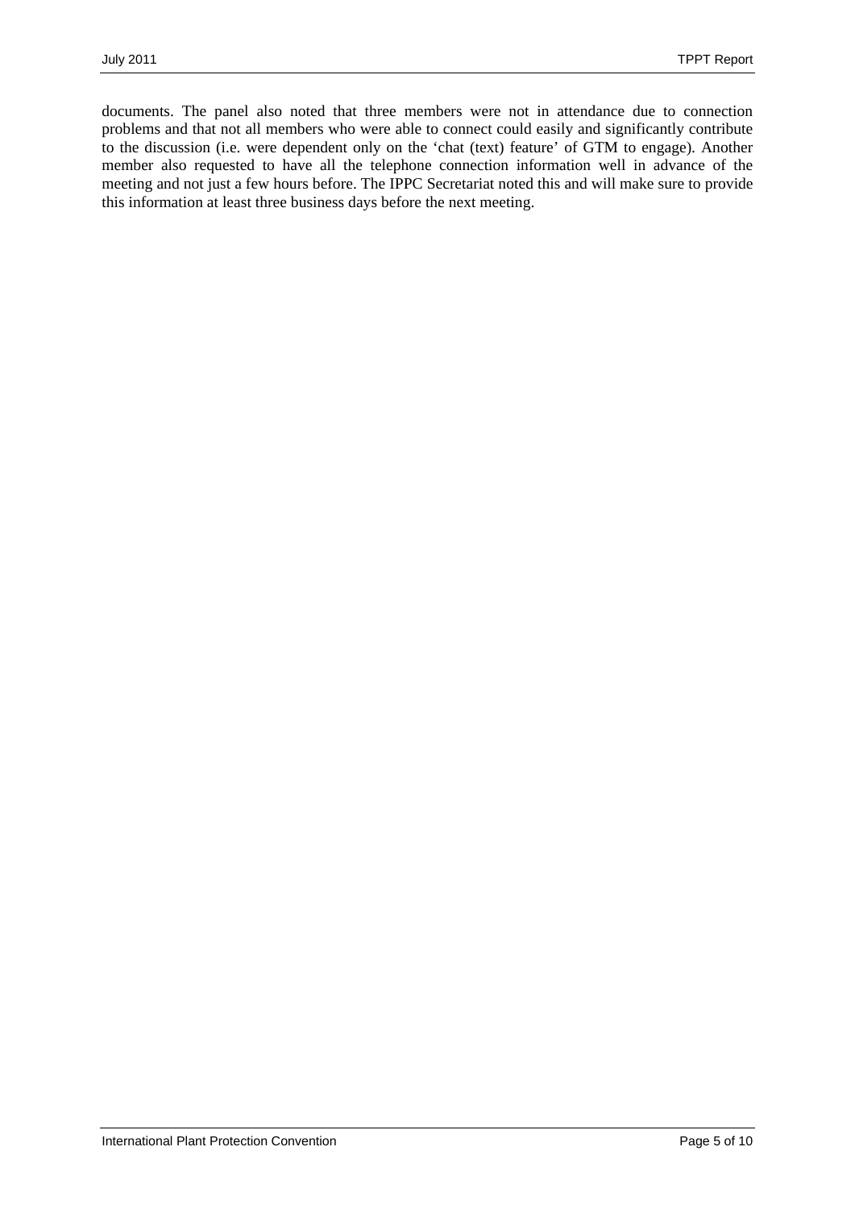documents. The panel also noted that three members were not in attendance due to connection problems and that not all members who were able to connect could easily and significantly contribute to the discussion (i.e. were dependent only on the 'chat (text) feature' of GTM to engage). Another member also requested to have all the telephone connection information well in advance of the meeting and not just a few hours before. The IPPC Secretariat noted this and will make sure to provide this information at least three business days before the next meeting.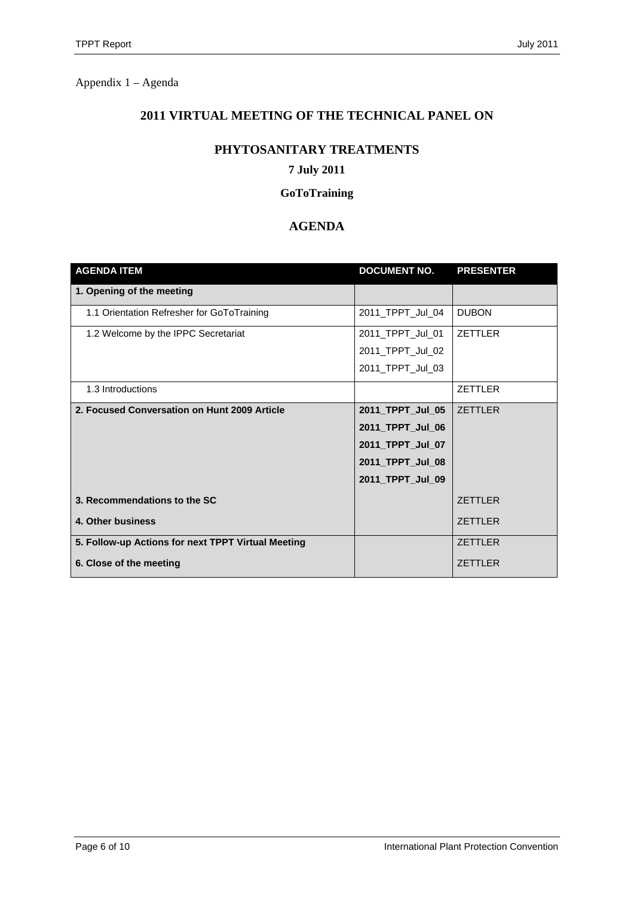Appendix 1 – Agenda

# 2011 VIRTUAL MEETING OF THE TECHNICAL PANEL ON

# PHYTOSANITARY TREATMENTS

**7 July 2011**

**GoToTraining**

## AGENDA

| AGENDA ITEM | DOCUMENT NO. | PRESENTER |
|---|---|---|
| **1. Opening of the meeting** | | |
| 1.1 Orientation Refresher for GoToTraining | 2011_TPPT_Jul_04 | DUBON |
| 1.2 Welcome by the IPPC Secretariat | 2011_TPPT_Jul_01<br>2011_TPPT_Jul_02<br>2011_TPPT_Jul_03 | ZETTLER |
| 1.3 Introductions | | ZETTLER |
| **2. Focused Conversation on Hunt 2009 Article** | **2011_TPPT_Jul_05**<br>**2011_TPPT_Jul_06**<br>**2011_TPPT_Jul_07**<br>**2011_TPPT_Jul_08**<br>**2011_TPPT_Jul_09** | ZETTLER |
| **3. Recommendations to the SC** | | ZETTLER |
| **4. Other business** | | ZETTLER |
| **5. Follow-up Actions for next TPPT Virtual Meeting** | | ZETTLER |
| **6. Close of the meeting** | | ZETTLER |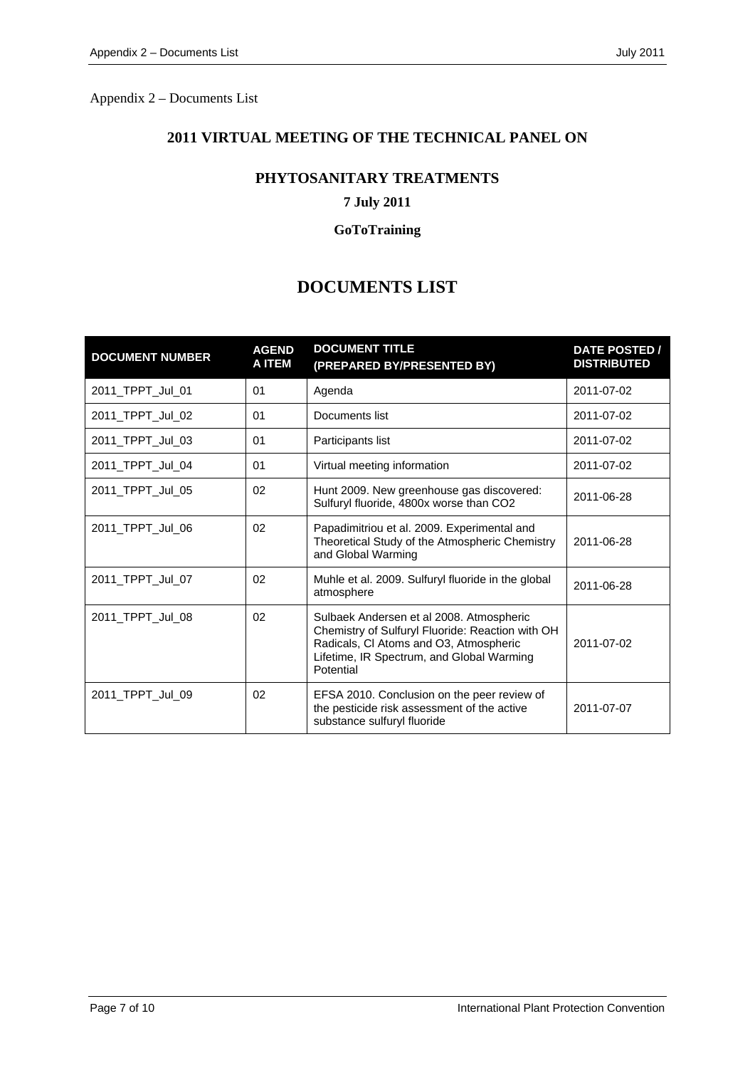Appendix 2 – Documents List

## 2011 VIRTUAL MEETING OF THE TECHNICAL PANEL ON

## PHYTOSANITARY TREATMENTS

**7 July 2011**

**GoToTraining**

# DOCUMENTS LIST

| DOCUMENT NUMBER | AGENDA ITEM | DOCUMENT TITLE (PREPARED BY/PRESENTED BY) | DATE POSTED / DISTRIBUTED |
|---|---|---|---|
| 2011_TPPT_Jul_01 | 01 | Agenda | 2011-07-02 |
| 2011_TPPT_Jul_02 | 01 | Documents list | 2011-07-02 |
| 2011_TPPT_Jul_03 | 01 | Participants list | 2011-07-02 |
| 2011_TPPT_Jul_04 | 01 | Virtual meeting information | 2011-07-02 |
| 2011_TPPT_Jul_05 | 02 | Hunt 2009. New greenhouse gas discovered: Sulfuryl fluoride, 4800x worse than CO2 | 2011-06-28 |
| 2011_TPPT_Jul_06 | 02 | Papadimitriou et al. 2009. Experimental and Theoretical Study of the Atmospheric Chemistry and Global Warming | 2011-06-28 |
| 2011_TPPT_Jul_07 | 02 | Muhle et al. 2009. Sulfuryl fluoride in the global atmosphere | 2011-06-28 |
| 2011_TPPT_Jul_08 | 02 | Sulbaek Andersen et al 2008. Atmospheric Chemistry of Sulfuryl Fluoride: Reaction with OH Radicals, Cl Atoms and O3, Atmospheric Lifetime, IR Spectrum, and Global Warming Potential | 2011-07-02 |
| 2011_TPPT_Jul_09 | 02 | EFSA 2010. Conclusion on the peer review of the pesticide risk assessment of the active substance sulfuryl fluoride | 2011-07-07 |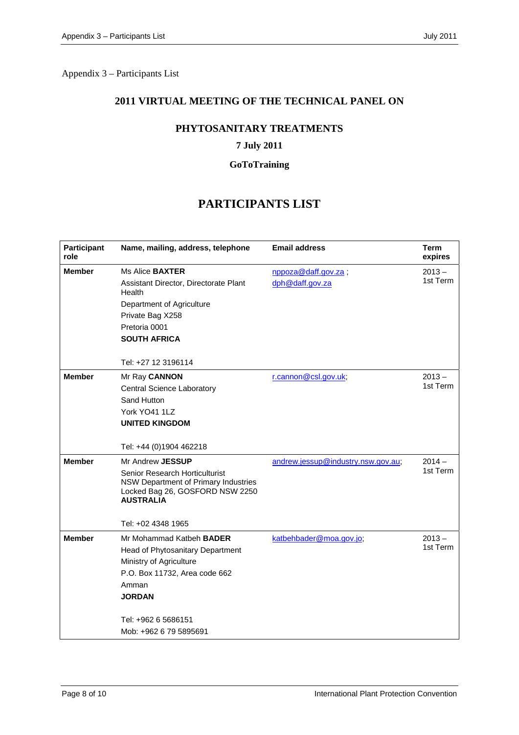Appendix 3 – Participants List

## 2011 VIRTUAL MEETING OF THE TECHNICAL PANEL ON

## PHYTOSANITARY TREATMENTS

**7 July 2011**

**GoToTraining**

# PARTICIPANTS LIST

| Participant role | Name, mailing, address, telephone | Email address | Term expires |
|---|---|---|---|
| **Member** | Ms Alice **BAXTER**<br>Assistant Director, Directorate Plant Health<br>Department of Agriculture<br>Private Bag X258<br>Pretoria 0001<br>**SOUTH AFRICA**<br><br>Tel: +27 12 3196114 | nppoza@daff.gov.za ;<br>dph@daff.gov.za | 2013 – 1st Term |
| **Member** | Mr Ray **CANNON**<br>Central Science Laboratory<br>Sand Hutton<br>York YO41 1LZ<br>**UNITED KINGDOM**<br><br>Tel: +44 (0)1904 462218 | r.cannon@csl.gov.uk; | 2013 – 1st Term |
| **Member** | Mr Andrew **JESSUP**<br>Senior Research Horticulturist<br>NSW Department of Primary Industries<br>Locked Bag 26, GOSFORD NSW 2250<br>**AUSTRALIA**<br><br>Tel: +02 4348 1965 | andrew.jessup@industry.nsw.gov.au; | 2014 – 1st Term |
| **Member** | Mr Mohammad Katbeh **BADER**<br>Head of Phytosanitary Department<br>Ministry of Agriculture<br>P.O. Box 11732, Area code 662<br>Amman<br>**JORDAN**<br><br>Tel: +962 6 5686151<br>Mob: +962 6 79 5895691 | katbehbader@moa.gov.jo; | 2013 – 1st Term |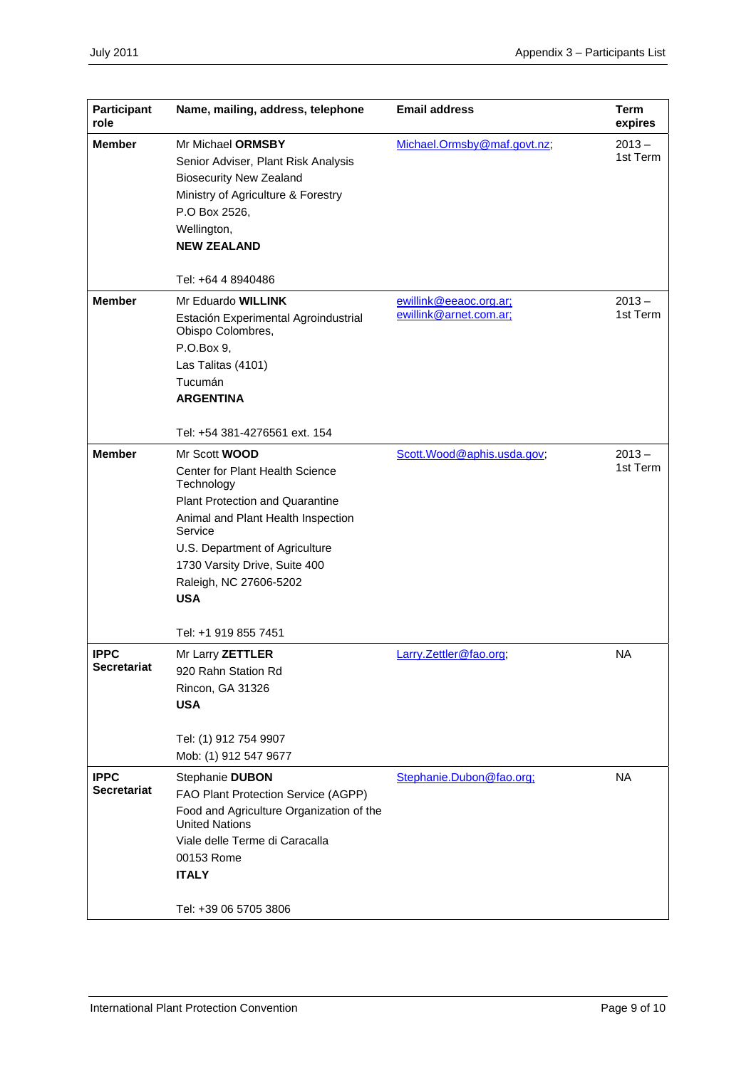| Participant role | Name, mailing, address, telephone | Email address | Term expires |
|---|---|---|---|
| **Member** | Mr Michael **ORMSBY**<br>Senior Adviser, Plant Risk Analysis<br>Biosecurity New Zealand<br>Ministry of Agriculture & Forestry<br>P.O Box 2526,<br>Wellington,<br>**NEW ZEALAND**<br><br>Tel: +64 4 8940486 | Michael.Ormsby@maf.govt.nz; | 2013 – 1st Term |
| **Member** | Mr Eduardo **WILLINK**<br>Estación Experimental Agroindustrial Obispo Colombres,<br>P.O.Box 9,<br>Las Talitas (4101)<br>Tucumán<br>**ARGENTINA**<br><br>Tel: +54 381-4276561 ext. 154 | ewillink@eeaoc.org.ar;<br>ewillink@arnet.com.ar; | 2013 – 1st Term |
| **Member** | Mr Scott **WOOD**<br>Center for Plant Health Science Technology<br>Plant Protection and Quarantine<br>Animal and Plant Health Inspection Service<br>U.S. Department of Agriculture<br>1730 Varsity Drive, Suite 400<br>Raleigh, NC 27606-5202<br>**USA**<br><br>Tel: +1 919 855 7451 | Scott.Wood@aphis.usda.gov; | 2013 – 1st Term |
| **IPPC Secretariat** | Mr Larry **ZETTLER**<br>920 Rahn Station Rd<br>Rincon, GA 31326<br>**USA**<br><br>Tel: (1) 912 754 9907<br>Mob: (1) 912 547 9677 | Larry.Zettler@fao.org; | NA |
| **IPPC Secretariat** | Stephanie **DUBON**<br>FAO Plant Protection Service (AGPP)<br>Food and Agriculture Organization of the United Nations<br>Viale delle Terme di Caracalla<br>00153 Rome<br>**ITALY**<br><br>Tel: +39 06 5705 3806 | Stephanie.Dubon@fao.org; | NA |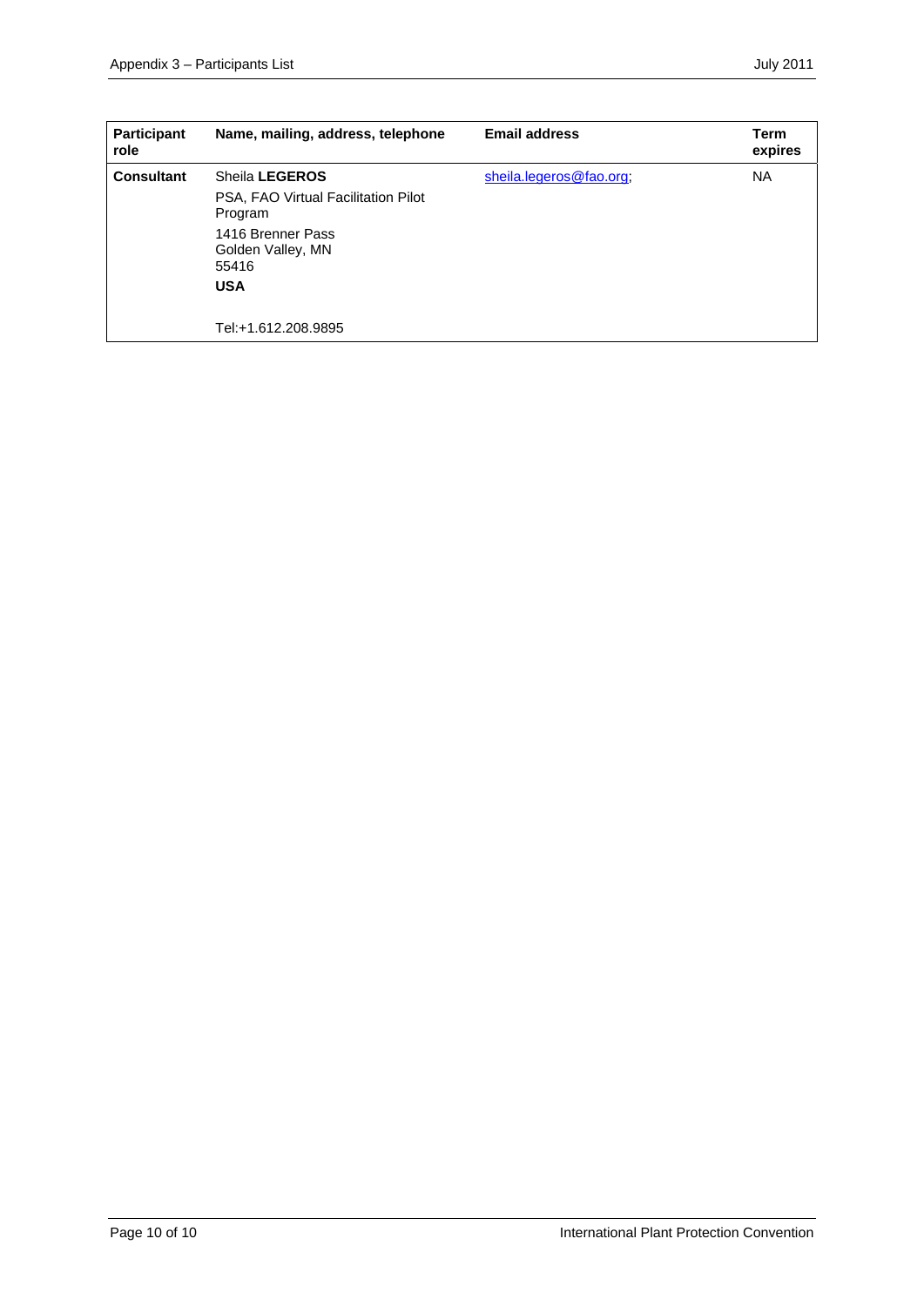| Participant role | Name, mailing, address, telephone | Email address | Term expires |
|---|---|---|---|
| **Consultant** | Sheila **LEGEROS**<br>PSA, FAO Virtual Facilitation Pilot Program<br>1416 Brenner Pass<br>Golden Valley, MN<br>55416<br>**USA**<br><br>Tel:+1.612.208.9895 | sheila.legeros@fao.org; | NA |